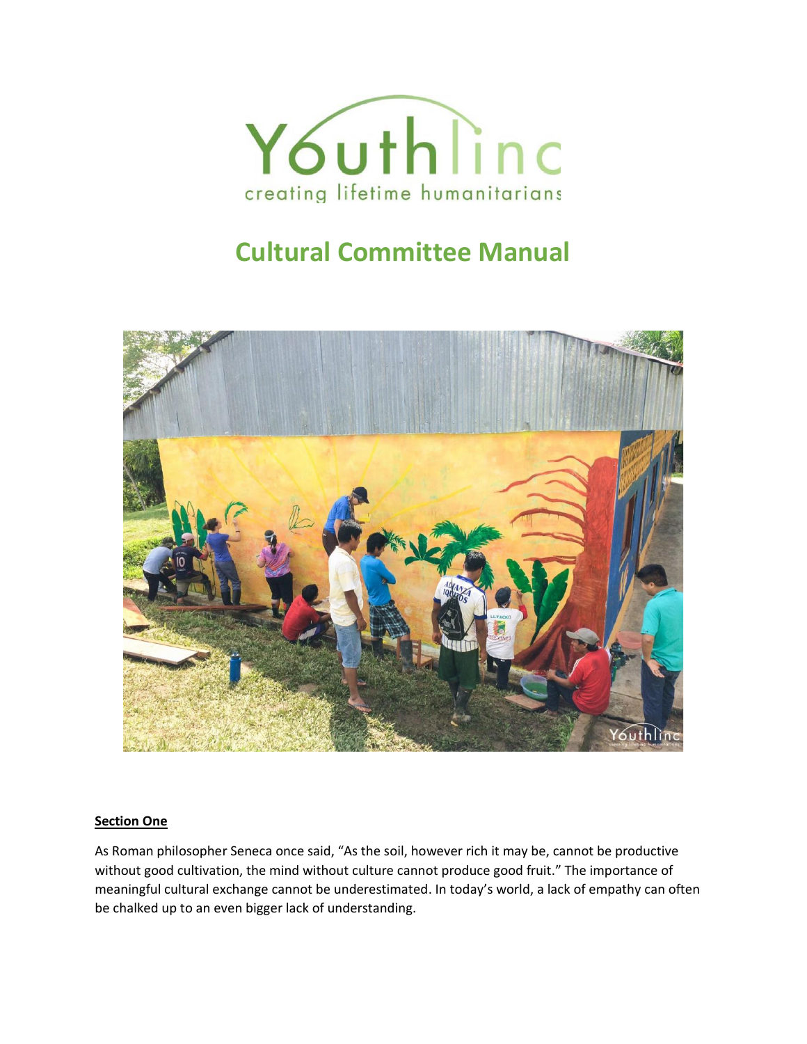# Cultural Committee Manual

**Section One**

As Roman philosopher Seneca once said, "As the soil, however rich it may be, cannot be productive without good cultivation, the mind without culture cannot produce good fruit." The importance of meaningful cultural exchange cannot be underestimated. In today's world, a lack of empathy can often be chalked up to an even bigger lack of understanding.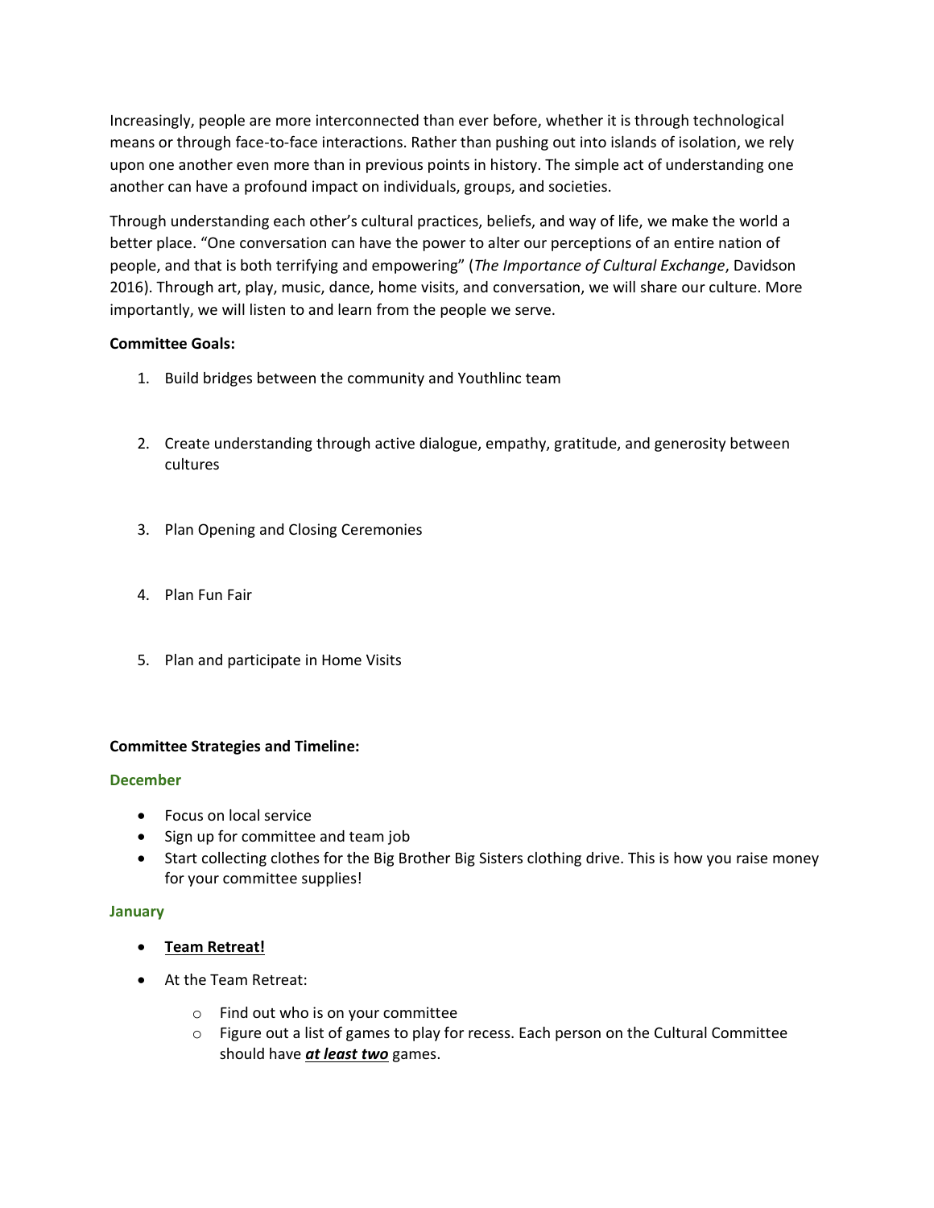Increasingly, people are more interconnected than ever before, whether it is through technological means or through face-to-face interactions. Rather than pushing out into islands of isolation, we rely upon one another even more than in previous points in history. The simple act of understanding one another can have a profound impact on individuals, groups, and societies.

Through understanding each other's cultural practices, beliefs, and way of life, we make the world a better place. "One conversation can have the power to alter our perceptions of an entire nation of people, and that is both terrifying and empowering" (*The Importance of Cultural Exchange*, Davidson 2016). Through art, play, music, dance, home visits, and conversation, we will share our culture. More importantly, we will listen to and learn from the people we serve.

**Committee Goals:**

1. Build bridges between the community and Youthlinc team
2. Create understanding through active dialogue, empathy, gratitude, and generosity between cultures
3. Plan Opening and Closing Ceremonies
4. Plan Fun Fair
5. Plan and participate in Home Visits

**Committee Strategies and Timeline:**

**December**

- Focus on local service
- Sign up for committee and team job
- Start collecting clothes for the Big Brother Big Sisters clothing drive. This is how you raise money for your committee supplies!

**January**

- <u>**Team Retreat!**</u>
- At the Team Retreat:
    - Find out who is on your committee
    - Figure out a list of games to play for recess. Each person on the Cultural Committee should have <u>***at least two***</u> games.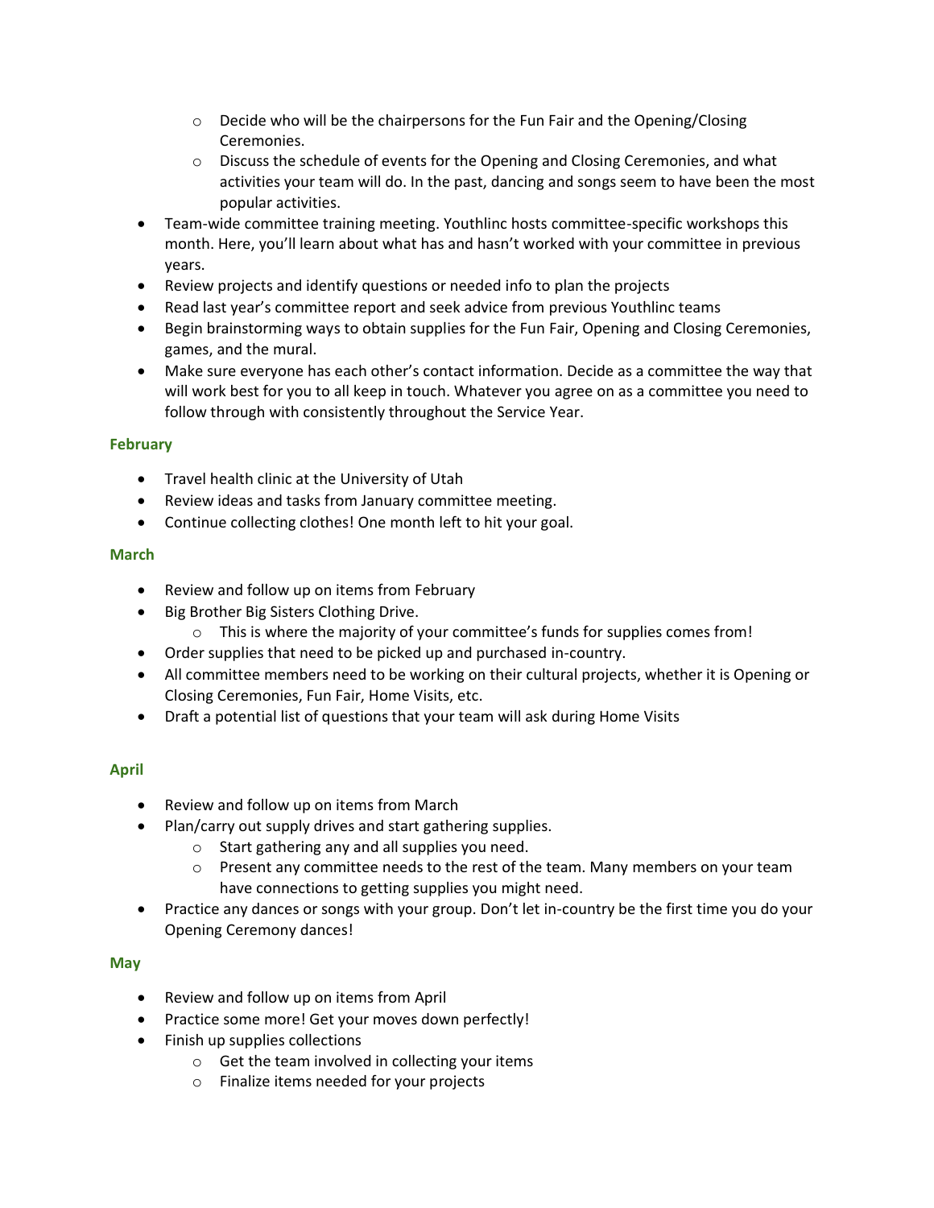- Decide who will be the chairpersons for the Fun Fair and the Opening/Closing Ceremonies.
    - Discuss the schedule of events for the Opening and Closing Ceremonies, and what activities your team will do. In the past, dancing and songs seem to have been the most popular activities.
- Team-wide committee training meeting. Youthlinc hosts committee-specific workshops this month. Here, you'll learn about what has and hasn't worked with your committee in previous years.
- Review projects and identify questions or needed info to plan the projects
- Read last year's committee report and seek advice from previous Youthlinc teams
- Begin brainstorming ways to obtain supplies for the Fun Fair, Opening and Closing Ceremonies, games, and the mural.
- Make sure everyone has each other's contact information. Decide as a committee the way that will work best for you to all keep in touch. Whatever you agree on as a committee you need to follow through with consistently throughout the Service Year.

### February

- Travel health clinic at the University of Utah
- Review ideas and tasks from January committee meeting.
- Continue collecting clothes! One month left to hit your goal.

### March

- Review and follow up on items from February
- Big Brother Big Sisters Clothing Drive.
    - This is where the majority of your committee's funds for supplies comes from!
- Order supplies that need to be picked up and purchased in-country.
- All committee members need to be working on their cultural projects, whether it is Opening or Closing Ceremonies, Fun Fair, Home Visits, etc.
- Draft a potential list of questions that your team will ask during Home Visits

### April

- Review and follow up on items from March
- Plan/carry out supply drives and start gathering supplies.
    - Start gathering any and all supplies you need.
    - Present any committee needs to the rest of the team. Many members on your team have connections to getting supplies you might need.
- Practice any dances or songs with your group. Don't let in-country be the first time you do your Opening Ceremony dances!

### May

- Review and follow up on items from April
- Practice some more! Get your moves down perfectly!
- Finish up supplies collections
    - Get the team involved in collecting your items
    - Finalize items needed for your projects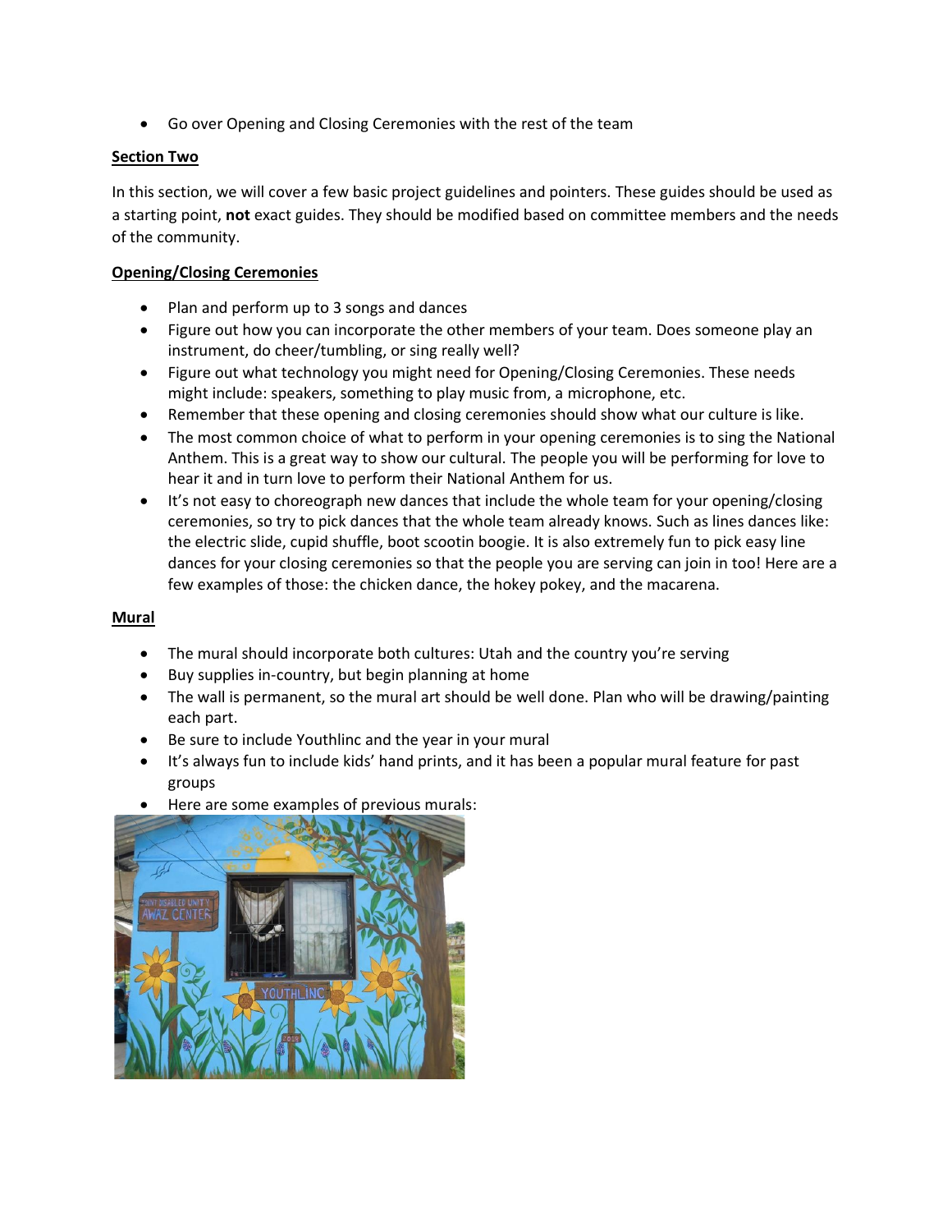- Go over Opening and Closing Ceremonies with the rest of the team

**Section Two**

In this section, we will cover a few basic project guidelines and pointers. These guides should be used as a starting point, **not** exact guides. They should be modified based on committee members and the needs of the community.

**Opening/Closing Ceremonies**

- Plan and perform up to 3 songs and dances
- Figure out how you can incorporate the other members of your team. Does someone play an instrument, do cheer/tumbling, or sing really well?
- Figure out what technology you might need for Opening/Closing Ceremonies. These needs might include: speakers, something to play music from, a microphone, etc.
- Remember that these opening and closing ceremonies should show what our culture is like.
- The most common choice of what to perform in your opening ceremonies is to sing the National Anthem. This is a great way to show our cultural. The people you will be performing for love to hear it and in turn love to perform their National Anthem for us.
- It's not easy to choreograph new dances that include the whole team for your opening/closing ceremonies, so try to pick dances that the whole team already knows. Such as lines dances like: the electric slide, cupid shuffle, boot scootin boogie. It is also extremely fun to pick easy line dances for your closing ceremonies so that the people you are serving can join in too! Here are a few examples of those: the chicken dance, the hokey pokey, and the macarena.

**Mural**

- The mural should incorporate both cultures: Utah and the country you're serving
- Buy supplies in-country, but begin planning at home
- The wall is permanent, so the mural art should be well done. Plan who will be drawing/painting each part.
- Be sure to include Youthlinc and the year in your mural
- It's always fun to include kids' hand prints, and it has been a popular mural feature for past groups
- Here are some examples of previous murals: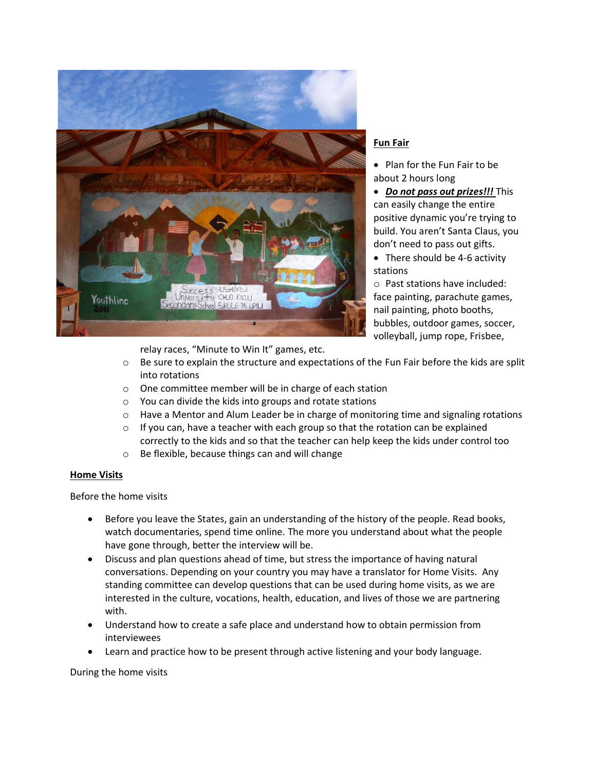## Fun Fair

- Plan for the Fun Fair to be about 2 hours long
- ***Do not pass out prizes!!!*** This can easily change the entire positive dynamic you're trying to build. You aren't Santa Claus, you don't need to pass out gifts.
- There should be 4-6 activity stations
    - Past stations have included: face painting, parachute games, nail painting, photo booths, bubbles, outdoor games, soccer, volleyball, jump rope, Frisbee, relay races, "Minute to Win It" games, etc.
    - Be sure to explain the structure and expectations of the Fun Fair before the kids are split into rotations
    - One committee member will be in charge of each station
    - You can divide the kids into groups and rotate stations
    - Have a Mentor and Alum Leader be in charge of monitoring time and signaling rotations
    - If you can, have a teacher with each group so that the rotation can be explained correctly to the kids and so that the teacher can help keep the kids under control too
    - Be flexible, because things can and will change

## Home Visits

Before the home visits

- Before you leave the States, gain an understanding of the history of the people. Read books, watch documentaries, spend time online. The more you understand about what the people have gone through, better the interview will be.
- Discuss and plan questions ahead of time, but stress the importance of having natural conversations. Depending on your country you may have a translator for Home Visits. Any standing committee can develop questions that can be used during home visits, as we are interested in the culture, vocations, health, education, and lives of those we are partnering with.
- Understand how to create a safe place and understand how to obtain permission from interviewees
- Learn and practice how to be present through active listening and your body language.

During the home visits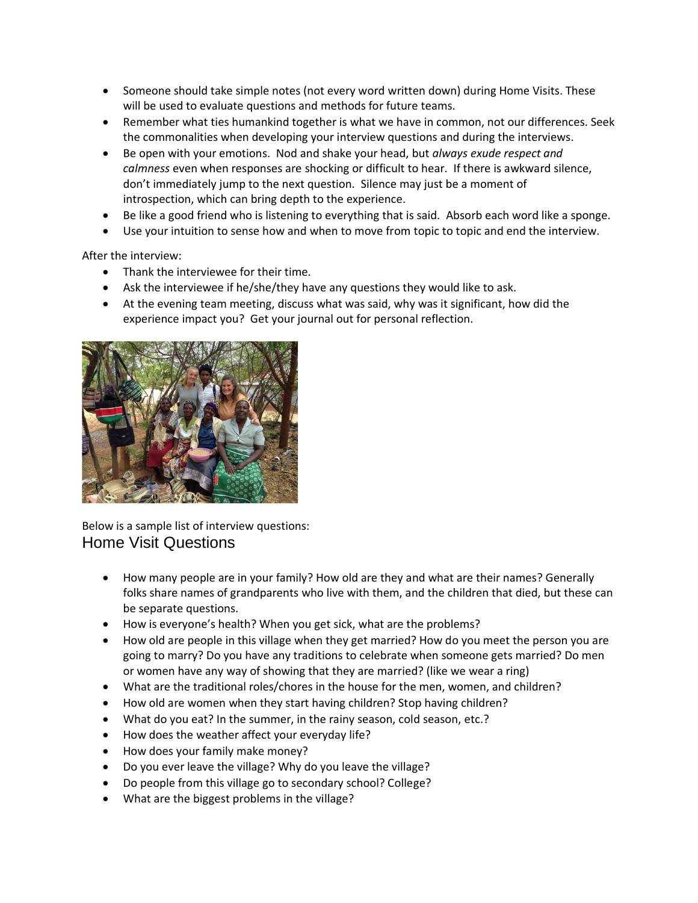- Someone should take simple notes (not every word written down) during Home Visits. These will be used to evaluate questions and methods for future teams.
- Remember what ties humankind together is what we have in common, not our differences. Seek the commonalities when developing your interview questions and during the interviews.
- Be open with your emotions. Nod and shake your head, but *always exude respect and calmness* even when responses are shocking or difficult to hear. If there is awkward silence, don't immediately jump to the next question. Silence may just be a moment of introspection, which can bring depth to the experience.
- Be like a good friend who is listening to everything that is said. Absorb each word like a sponge.
- Use your intuition to sense how and when to move from topic to topic and end the interview.

After the interview:

- Thank the interviewee for their time.
- Ask the interviewee if he/she/they have any questions they would like to ask.
- At the evening team meeting, discuss what was said, why was it significant, how did the experience impact you? Get your journal out for personal reflection.

Below is a sample list of interview questions:

## Home Visit Questions

- How many people are in your family? How old are they and what are their names? Generally folks share names of grandparents who live with them, and the children that died, but these can be separate questions.
- How is everyone's health? When you get sick, what are the problems?
- How old are people in this village when they get married? How do you meet the person you are going to marry? Do you have any traditions to celebrate when someone gets married? Do men or women have any way of showing that they are married? (like we wear a ring)
- What are the traditional roles/chores in the house for the men, women, and children?
- How old are women when they start having children? Stop having children?
- What do you eat? In the summer, in the rainy season, cold season, etc.?
- How does the weather affect your everyday life?
- How does your family make money?
- Do you ever leave the village? Why do you leave the village?
- Do people from this village go to secondary school? College?
- What are the biggest problems in the village?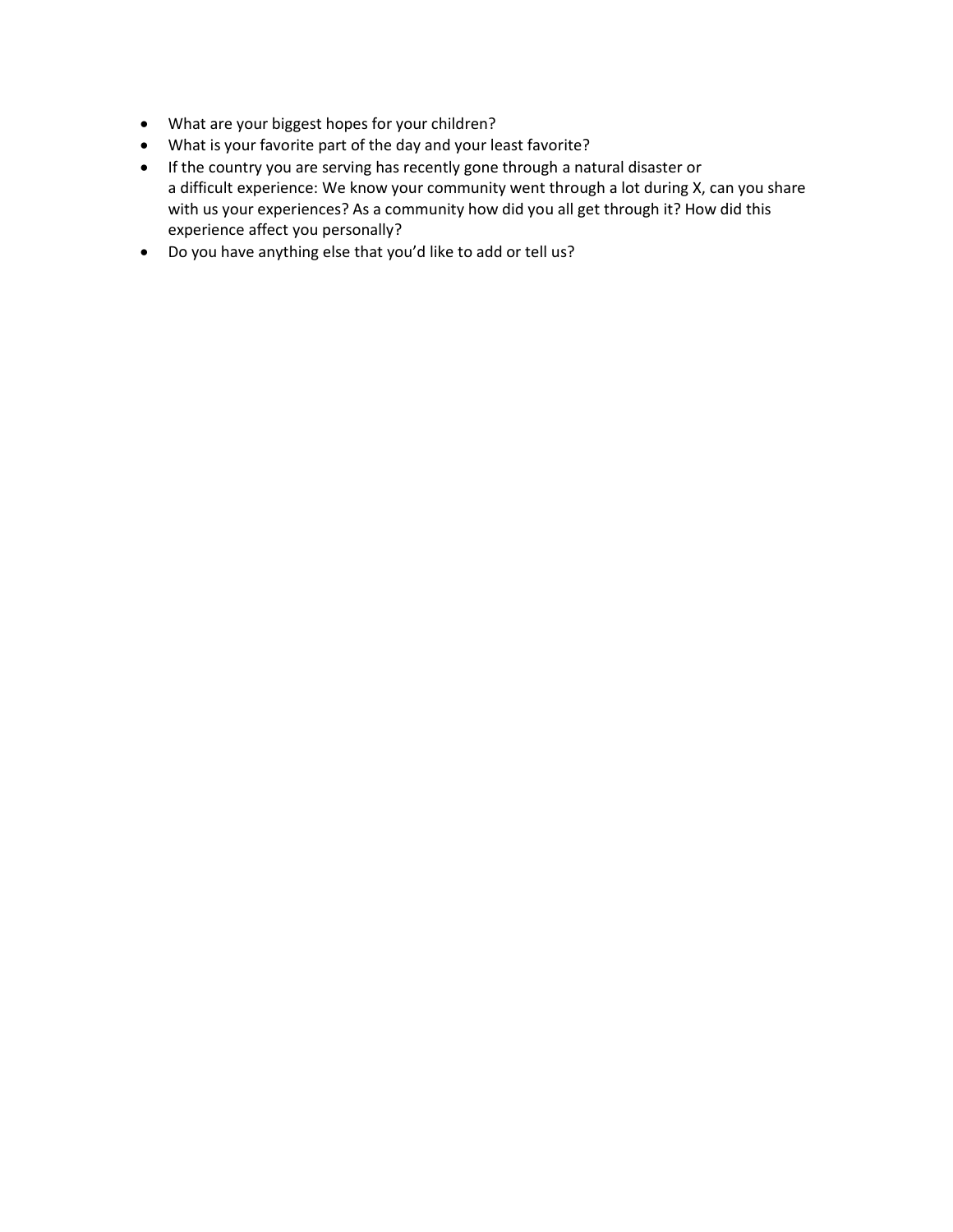- What are your biggest hopes for your children?
- What is your favorite part of the day and your least favorite?
- If the country you are serving has recently gone through a natural disaster or a difficult experience: We know your community went through a lot during X, can you share with us your experiences? As a community how did you all get through it? How did this experience affect you personally?
- Do you have anything else that you'd like to add or tell us?